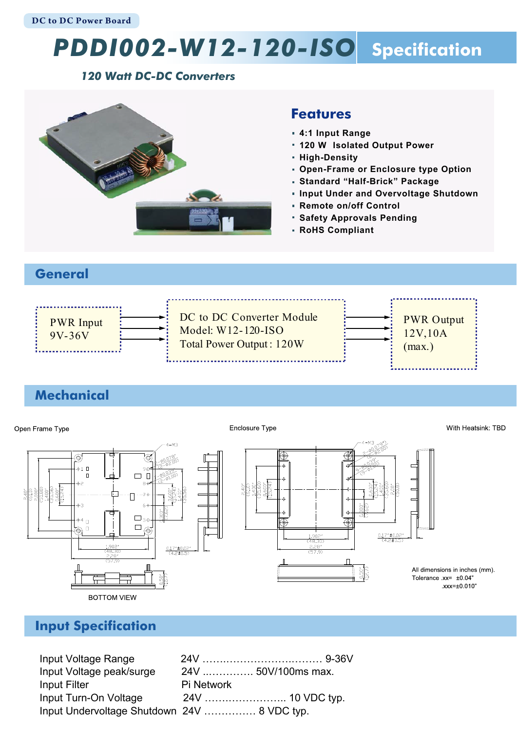DC to DC Power Board

# PDDI002-W12-120-ISO Specification

*120 Watt DC-DC Converters*

## Features

- 4:1 Input Range
- 120 W Isolated Output Power
- High-Density
- Open-Frame or Enclosure type Option
- Standard "Half-Brick" Package
- Input Under and Overvoltage Shutdown
- Remote on/off Control
- Safety Approvals Pending
- RoHS Compliant

## General

PWR Input
9V-36V

DC to DC Converter Module
Model: W12-120-ISO
Total Power Output : 120W

PWR Output
12V,10A
(max.)

## Mechanical

Open Frame Type

Enclosure Type

With Heatsink: TBD

BOTTOM VIEW

All dimensions in inches (mm).
Tolerance .xx= ±0.04"
.xxx=±0.010"

## Input Specification

| | |
|---|---|
| Input Voltage Range | 24V ................................... 9-36V |
| Input Voltage peak/surge | 24V ............... 50V/100ms max. |
| Input Filter | Pi Network |
| Input Turn-On Voltage | 24V ........................ 10 VDC typ. |
| Input Undervoltage Shutdown | 24V ............... 8 VDC typ. |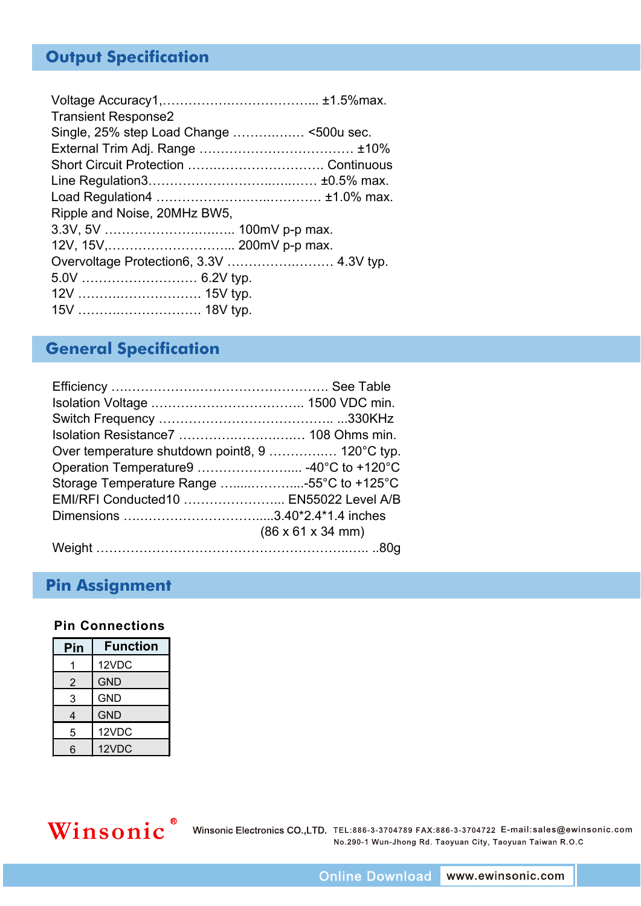## Output Specification

Voltage Accuracy1,……………….……………….. ±1.5%max.
Transient Response2
Single, 25% step Load Change ………..…… <500u sec.
External Trim Adj. Range ……………………………… ±10%
Short Circuit Protection ……..………………….. Continuous
Line Regulation3…………………………..…..…… ±0.5% max.
Load Regulation4 ………………….…..………… ±1.0% max.
Ripple and Noise, 20MHz BW5,
3.3V, 5V ……………………..….. 100mV p-p max.
12V, 15V,………………………... 200mV p-p max.
Overvoltage Protection6, 3.3V …………….……… 4.3V typ.
5.0V ……………………… 6.2V typ.
12V ……….……………… 15V typ.
15V ……….……………… 18V typ.

## General Specification

Efficiency …..……………..………………………… See Table
Isolation Voltage …………………………….. 1500 VDC min.
Switch Frequency ………………………………….. ...330KHz
Isolation Resistance7 …………….……..…… 108 Ohms min.
Over temperature shutdown point8, 9 ……………. 120°C typ.
Operation Temperature9 …………………... -40°C to +120°C
Storage Temperature Range …......…………...-55°C to +125°C
EMI/RFI Conducted10 ………………….. EN55022 Level A/B
Dimensions ……………………………....3.40*2.4*1.4 inches
(86 x 61 x 34 mm)
Weight ……………………………………………….….. ..80g

## Pin Assignment

**Pin Connections**

| Pin | Function |
|---|---|
| 1 | 12VDC |
| 2 | GND |
| 3 | GND |
| 4 | GND |
| 5 | 12VDC |
| 6 | 12VDC |

Winsonic®

Winsonic Electronics CO.,LTD. TEL:886-3-3704789 FAX:886-3-3704722 E-mail:sales@ewinsonic.com
No.290-1 Wun-Jhong Rd. Taoyuan City, Taoyuan Taiwan R.O.C

Online Download www.ewinsonic.com